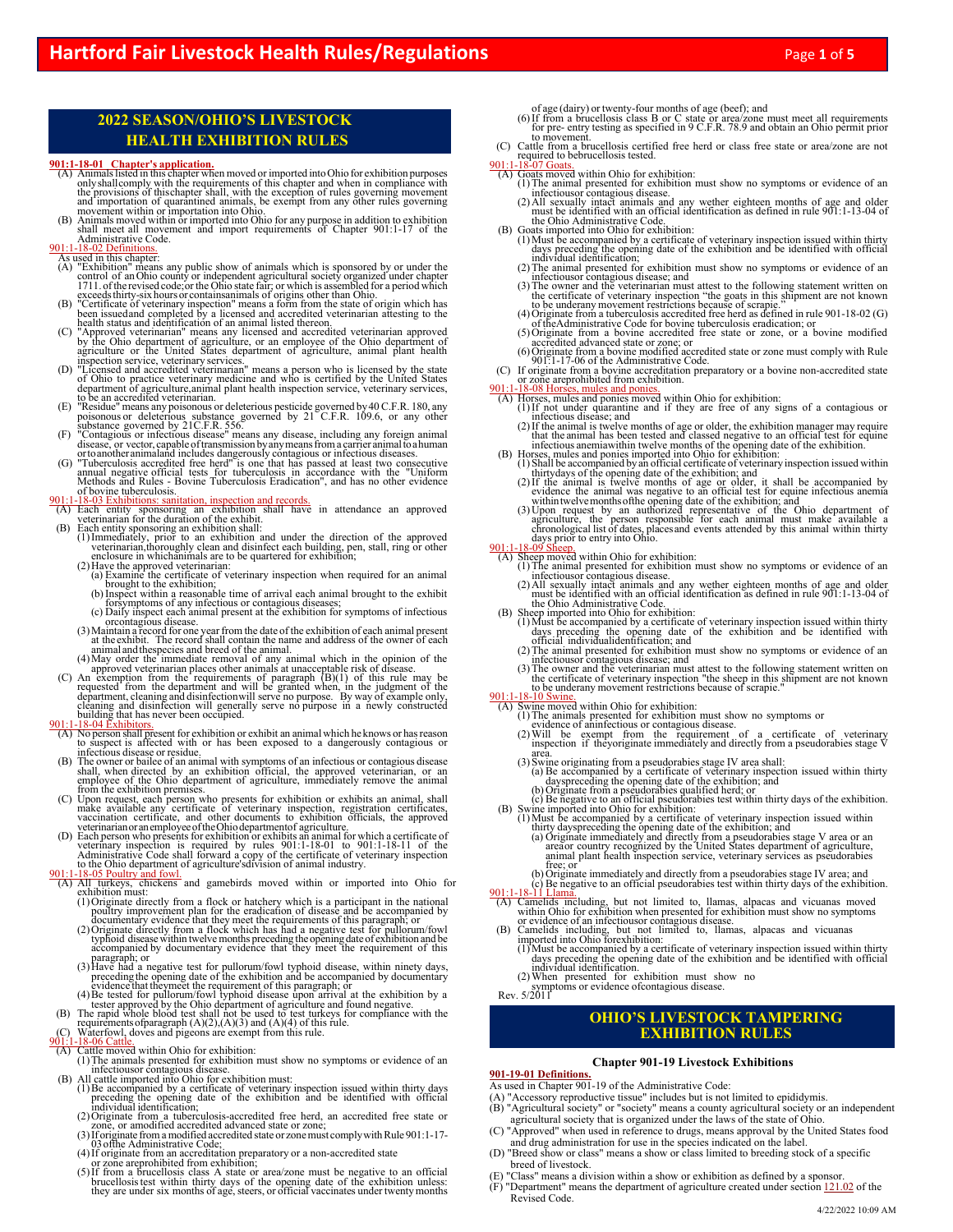## 2022 SEASON/OHIO'S LIVESTOCK HEALTH EXHIBITION RULES

**901:1-18-01 Chapter's application.**

(A) Animals listed in this chapter when moved or imported into Ohio for exhibition purposes only shall comply with the requirements of this chapter and when in compliance with the provisions of this chapter shall, with the exception of rules governing movement and importation of quarantined animals, be exempt from any other rules governing movement within or importation into Ohio.

(B) Animals moved within or imported into Ohio for any purpose in addition to exhibition shall meet all movement and import requirements of Chapter 901:1-17 of the Administrative Code.

901:1-18-02 Definitions.

As used in this chapter:

(A) "Exhibition" means any public show of animals which is sponsored by or under the control of an Ohio county or independent agricultural society organized under chapter 1711. of the revised code; or the Ohio state fair; or which is assembled for a period which exceeds thirty-six hours or contains animals of origins other than Ohio.

(B) "Certificate of veterinary inspection" means a form from the state of origin which has been issued and completed by a licensed and accredited veterinarian attesting to the health status and identification of an animal listed thereon.

(C) "Approved veterinarian" means any licensed and accredited veterinarian approved by the Ohio department of agriculture, or an employee of the Ohio department of agriculture or the United States department of agriculture, animal plant health inspection service, veterinary services.

(D) "Licensed and accredited veterinarian" means a person who is licensed by the state of Ohio to practice veterinary medicine and who is certified by the United States department of agriculture, animal plant health inspection service, veterinary services, to be an accredited veterinarian.

(E) "Residue" means any poisonous or deleterious pesticide governed by 40 C.F.R. 180, any poisonous or deleterious substance governed by 21 C.F.R. 109.6, or any other substance governed by 21C.F.R. 556.

(F) "Contagious or infectious disease" means any disease, including any foreign animal disease, or vector, capable of transmission by any means from a carrier animal to a human or to another animal and includes dangerously contagious or infectious diseases.

(G) "Tuberculosis accredited free herd" is one that has passed at least two consecutive annual negative official tests for tuberculosis in accordance with the "Uniform Methods and Rules - Bovine Tuberculosis Eradication", and has no other evidence of bovine tuberculosis.

901:1-18-03 Exhibitions: sanitation, inspection and records.

(A) Each entity sponsoring an exhibition shall have in attendance an approved veterinarian for the duration of the exhibit.

(B) Each entity sponsoring an exhibition shall:

(1) Immediately, prior to an exhibition and under the direction of the approved veterinarian, thoroughly clean and disinfect each building, pen, stall, ring or other enclosure in which animals are to be quartered for exhibition;

(2) Have the approved veterinarian:

(a) Examine the certificate of veterinary inspection when required for an animal brought to the exhibition;

(b) Inspect within a reasonable time of arrival each animal brought to the exhibit for symptoms of any infectious or contagious diseases;

(c) Daily inspect each animal present at the exhibition for symptoms of infectious or contagious disease.

(3) Maintain a record for one year from the date of the exhibition of each animal present at the exhibit. The record shall contain the name and address of the owner of each animal and the species and breed of the animal.

(4) May order the immediate removal of any animal which in the opinion of the approved veterinarian places other animals at unacceptable risk of disease.

(C) An exemption from the requirements of paragraph (B)(1) of this rule may be requested from the department and will be granted when, in the judgment of the department, cleaning and disinfection will serve no purpose. By way of example only, cleaning and disinfection will generally serve no purpose in a newly constructed building that has never been occupied.

901:1-18-04 Exhibitors.

(A) No person shall present for exhibition or exhibit an animal which he knows or has reason to suspect is affected with or has been exposed to a dangerously contagious or infectious disease or residue.

(B) The owner or bailee of an animal with symptoms of an infectious or contagious disease shall, when directed by an exhibition official, the approved veterinarian, or an employee of the Ohio department of agriculture, immediately remove the animal from the exhibition premises.

(C) Upon request, each person who presents for exhibition or exhibits an animal, shall make available any certificate of veterinary inspection, registration certificates, vaccination certificate, and other documents to exhibition officials, the approved veterinarian or an employee of the Ohio department of agriculture.

(D) Each person who presents for exhibition or exhibits an animal for which a certificate of veterinary inspection is required by rules 901:1-18-01 to 901:1-18-11 of the Administrative Code shall forward a copy of the certificate of veterinary inspection to the Ohio department of agriculture's division of animal industry.

901:1-18-05 Poultry and fowl.

(A) All turkeys, chickens and gamebirds moved within or imported into Ohio for exhibition must:

(1) Originate directly from a flock or hatchery which is a participant in the national poultry improvement plan for the eradication of disease and be accompanied by documentary evidence that they meet the requirements of this paragraph; or

(2) Originate directly from a flock which has had a negative test for pullorum/fowl typhoid disease within twelve months preceding the opening date of exhibition and be accompanied by documentary evidence that they meet the requirement of this paragraph; or

(3) Have had a negative test for pullorum/fowl typhoid disease, within ninety days, preceding the opening date of the exhibition and be accompanied by documentary evidence that they meet the requirement of this paragraph; or

(4) Be tested for pullorum/fowl typhoid disease upon arrival at the exhibition by a tester approved by the Ohio department of agriculture and found negative.

(B) The rapid whole blood test shall not be used to test turkeys for compliance with the requirements of paragraph (A)(2), (A)(3) and (A)(4) of this rule.

(C) Waterfowl, doves and pigeons are exempt from this rule.

901:1-18-06 Cattle.

(A) Cattle moved within Ohio for exhibition:

(1) The animals presented for exhibition must show no symptoms or evidence of an infectious or contagious disease.

(B) All cattle imported into Ohio for exhibition must:

(1) Be accompanied by a certificate of veterinary inspection issued within thirty days preceding the opening date of the exhibition and be identified with official individual identification;

(2) Originate from a tuberculosis-accredited free herd, an accredited free state or zone, or a modified accredited advanced state or zone;

(3) If originate from a modified accredited state or zone must comply with Rule 901:1-17-03 of the Administrative Code;

(4) If originate from an accreditation preparatory or a non-accredited state or zone are prohibited from exhibition;

(5) If from a brucellosis class A state or area/zone must be negative to an official brucellosis test within thirty days of the opening date of the exhibition unless: they are under six months of age, steers, or official vaccinates under twenty months of age (dairy) or twenty-four months of age (beef); and

(6) If from a brucellosis class B or C state or area/zone must meet all requirements for pre- entry testing as specified in 9 C.F.R. 78.9 and obtain an Ohio permit prior to movement.

(C) Cattle from a brucellosis certified free herd or class free state or area/zone are not required to be brucellosis tested.

901:1-18-07 Goats.

(A) Goats moved within Ohio for exhibition:

(1) The animal presented for exhibition must show no symptoms or evidence of an infectious or contagious disease.

(2) All sexually intact animals and any wether eighteen months of age and older must be identified with an official identification as defined in rule 901:1-13-04 of the Ohio Administrative Code.

(B) Goats imported into Ohio for exhibition:

(1) Must be accompanied by a certificate of veterinary inspection issued within thirty days preceding the opening date of the exhibition and be identified with official individual identification;

(2) The animal presented for exhibition must show no symptoms or evidence of an infectious or contagious disease; and

(3) The owner and the veterinarian must attest to the following statement written on the certificate of veterinary inspection "the goats in this shipment are not known to be under any movement restrictions because of scrapie."

(4) Originate from a tuberculosis accredited free herd as defined in rule 901-18-02 (G) of the Administrative Code for bovine tuberculosis eradication; or

(5) Originate from a bovine accredited free state or zone, or a bovine modified accredited advanced state or zone; or

(6) Originate from a bovine modified accredited state or zone must comply with Rule 901:1-17-06 of the Administrative Code.

(C) If originate from a bovine accreditation preparatory or a bovine non-accredited state or zone are prohibited from exhibition.

901:1-18-08 Horses, mules and ponies.

(A) Horses, mules and ponies moved within Ohio for exhibition:

(1) If not under quarantine and if they are free of any signs of a contagious or infectious disease; and

(2) If the animal is twelve months of age or older, the exhibition manager may require that the animal has been tested and classed negative to an official test for equine infectious anemia within twelve months of the opening date of the exhibition.

(B) Horses, mules and ponies imported into Ohio for exhibition:

(1) Shall be accompanied by an official certificate of veterinary inspection issued within thirty days of the opening date of the exhibition; and

(2) If the animal is twelve months of age or older, it shall be accompanied by evidence the animal was negative to an official test for equine infectious anemia within twelve months of the opening date of the exhibition; and

(3) Upon request by an authorized representative of the Ohio department of agriculture, the person responsible for each animal must make available a chronological list of dates, places and events attended by this animal within thirty days prior to entry into Ohio.

901:1-18-09 Sheep.

(A) Sheep moved within Ohio for exhibition:

(1) The animal presented for exhibition must show no symptoms or evidence of an infectious or contagious disease.

(2) All sexually intact animals and any wether eighteen months of age and older must be identified with an official identification as defined in rule 901:1-13-04 of the Ohio Administrative Code.

(B) Sheep imported into Ohio for exhibition:

(1) Must be accompanied by a certificate of veterinary inspection issued within thirty days preceding the opening date of the exhibition and be identified with official individual identification; and

(2) The animal presented for exhibition must show no symptoms or evidence of an infectious or contagious disease; and

(3) The owner and the veterinarian must attest to the following statement written on the certificate of veterinary inspection "the sheep in this shipment are not known to be under any movement restrictions because of scrapie."

901:1-18-10 Swine.

(A) Swine moved within Ohio for exhibition:

(1) The animals presented for exhibition must show no symptoms or evidence of an infectious or contagious disease.

(2) Will be exempt from the requirement of a certificate of veterinary inspection if they originate immediately and directly from a pseudorabies stage V area.

(3) Swine originating from a pseudorabies stage IV area shall:

(a) Be accompanied by a certificate of veterinary inspection issued within thirty days preceding the opening date of the exhibition; and

(b) Originate from a pseudorabies qualified herd; or

(c) Be negative to an official pseudorabies test within thirty days of the exhibition.

(B) Swine imported into Ohio for exhibition:

(1) Must be accompanied by a certificate of veterinary inspection issued within thirty days preceding the opening date of the exhibition; and

(a) Originate immediately and directly from a pseudorabies stage V area or an area or country recognized by the United States department of agriculture, animal plant health inspection service, veterinary services as pseudorabies free; or

(b) Originate immediately and directly from a pseudorabies stage IV area; and

(c) Be negative to an official pseudorabies test within thirty days of the exhibition.

901:1-18-11 Llama.

(A) Camelids including, but not limited to, llamas, alpacas and vicuanas moved within Ohio for exhibition when presented for exhibition must show no symptoms or evidence of an infectious or contagious disease.

(B) Camelids including, but not limited to, llamas, alpacas and vicuanas imported into Ohio for exhibition:

(1) Must be accompanied by a certificate of veterinary inspection issued within thirty days preceding the opening date of the exhibition and be identified with official individual identification.

(2) When presented for exhibition must show no symptoms or evidence of contagious disease.

Rev. 5/2011

## OHIO'S LIVESTOCK TAMPERING EXHIBITION RULES

### Chapter 901-19 Livestock Exhibitions

**901-19-01 Definitions.**

As used in Chapter 901-19 of the Administrative Code:

(A) "Accessory reproductive tissue" includes but is not limited to epididymis.

(B) "Agricultural society" or "society" means a county agricultural society or an independent agricultural society that is organized under the laws of the state of Ohio.

(C) "Approved" when used in reference to drugs, means approval by the United States food and drug administration for use in the species indicated on the label.

(D) "Breed show or class" means a show or class limited to breeding stock of a specific breed of livestock.

(E) "Class" means a division within a show or exhibition as defined by a sponsor.

(F) "Department" means the department of agriculture created under section 121.02 of the Revised Code.

4/22/2022 10:09 AM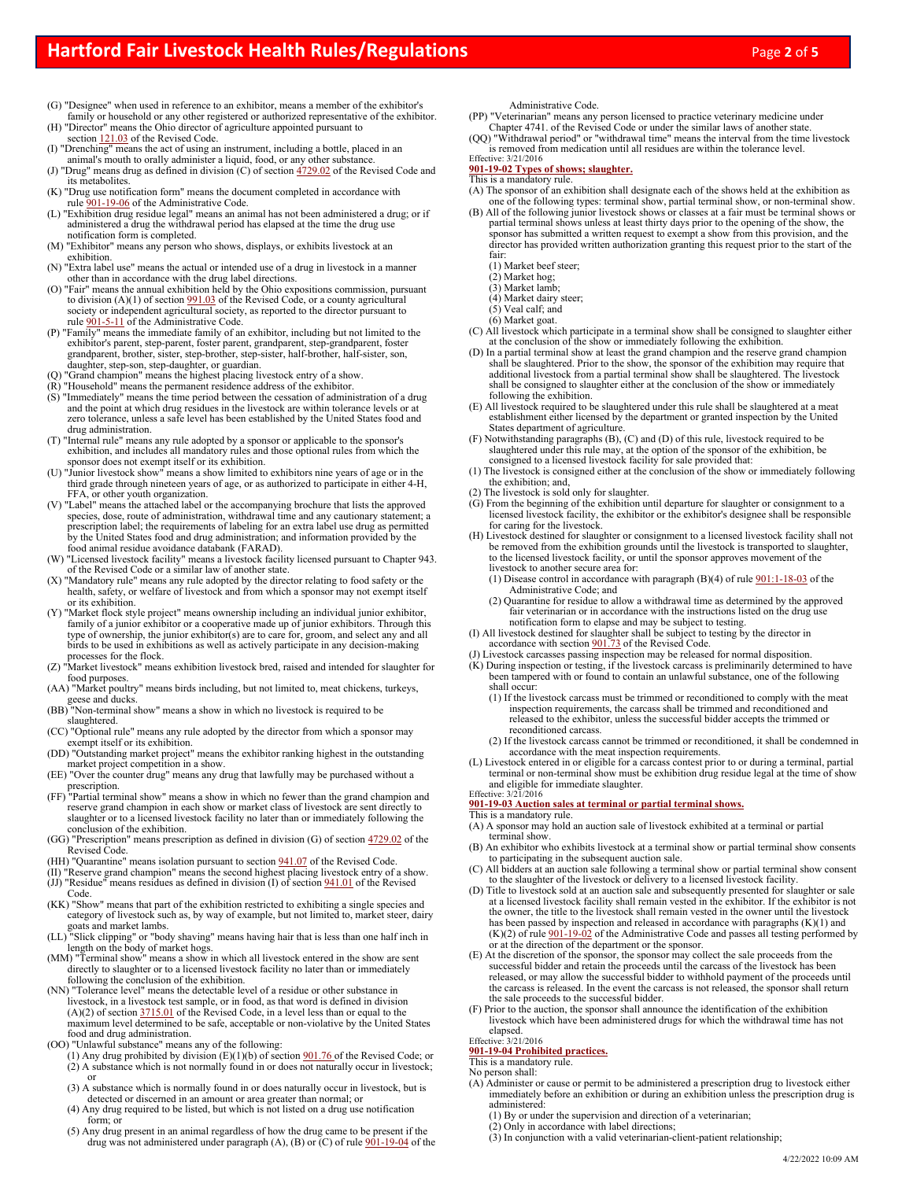(G) "Designee" when used in reference to an exhibitor, means a member of the exhibitor's family or household or any other registered or authorized representative of the exhibitor.

(H) "Director" means the Ohio director of agriculture appointed pursuant to section 121.03 of the Revised Code.

(I) "Drenching" means the act of using an instrument, including a bottle, placed in an animal's mouth to orally administer a liquid, food, or any other substance.

(J) "Drug" means drug as defined in division (C) of section 4729.02 of the Revised Code and its metabolites.

(K) "Drug use notification form" means the document completed in accordance with rule 901-19-06 of the Administrative Code.

(L) "Exhibition drug residue legal" means an animal has not been administered a drug; or if administered a drug the withdrawal period has elapsed at the time the drug use notification form is completed.

(M) "Exhibitor" means any person who shows, displays, or exhibits livestock at an exhibition.

(N) "Extra label use" means the actual or intended use of a drug in livestock in a manner other than in accordance with the drug label directions.

(O) "Fair" means the annual exhibition held by the Ohio expositions commission, pursuant to division (A)(1) of section 991.03 of the Revised Code, or a county agricultural society or independent agricultural society, as reported to the director pursuant to rule 901-5-11 of the Administrative Code.

(P) "Family" means the immediate family of an exhibitor, including but not limited to the exhibitor's parent, step-parent, foster parent, grandparent, step-grandparent, foster grandparent, brother, sister, step-brother, step-sister, half-brother, half-sister, son, daughter, step-son, step-daughter, or guardian.

(Q) "Grand champion" means the highest placing livestock entry of a show.

(R) "Household" means the permanent residence address of the exhibitor.

(S) "Immediately" means the time period between the cessation of administration of a drug and the point at which drug residues in the livestock are within tolerance levels or at zero tolerance, unless a safe level has been established by the United States food and drug administration.

(T) "Internal rule" means any rule adopted by a sponsor or applicable to the sponsor's exhibition, and includes all mandatory rules and those optional rules from which the sponsor does not exempt itself or its exhibition.

(U) "Junior livestock show" means a show limited to exhibitors nine years of age or in the third grade through nineteen years of age, or as authorized to participate in either 4-H, FFA, or other youth organization.

(V) "Label" means the attached label or the accompanying brochure that lists the approved species, dose, route of administration, withdrawal time and any cautionary statement; a prescription label; the requirements of labeling for an extra label use drug as permitted by the United States food and drug administration; and information provided by the food animal residue avoidance databank (FARAD).

(W) "Licensed livestock facility" means a livestock facility licensed pursuant to Chapter 943. of the Revised Code or a similar law of another state.

(X) "Mandatory rule" means any rule adopted by the director relating to food safety or the health, safety, or welfare of livestock and from which a sponsor may not exempt itself or its exhibition.

(Y) "Market flock style project" means ownership including an individual junior exhibitor, family of a junior exhibitor or a cooperative made up of junior exhibitors. Through this type of ownership, the junior exhibitor(s) are to care for, groom, and select any and all birds to be used in exhibitions as well as actively participate in any decision-making processes for the flock.

(Z) "Market livestock" means exhibition livestock bred, raised and intended for slaughter for food purposes.

(AA) "Market poultry" means birds including, but not limited to, meat chickens, turkeys, geese and ducks.

(BB) "Non-terminal show" means a show in which no livestock is required to be slaughtered.

(CC) "Optional rule" means any rule adopted by the director from which a sponsor may exempt itself or its exhibition.

(DD) "Outstanding market project" means the exhibitor ranking highest in the outstanding market project competition in a show.

(EE) "Over the counter drug" means any drug that lawfully may be purchased without a prescription.

(FF) "Partial terminal show" means a show in which no fewer than the grand champion and reserve grand champion in each show or market class of livestock are sent directly to slaughter or to a licensed livestock facility no later than or immediately following the conclusion of the exhibition.

(GG) "Prescription" means prescription as defined in division (G) of section 4729.02 of the Revised Code.

(HH) "Quarantine" means isolation pursuant to section 941.07 of the Revised Code.

(II) "Reserve grand champion" means the second highest placing livestock entry of a show.

(JJ) "Residue" means residues as defined in division (I) of section 941.01 of the Revised Code.

(KK) "Show" means that part of the exhibition restricted to exhibiting a single species and category of livestock such as, by way of example, but not limited to, market steer, dairy goats and market lambs.

(LL) "Slick clipping" or "body shaving" means having hair that is less than one half inch in length on the body of market hogs.

(MM) "Terminal show" means a show in which all livestock entered in the show are sent directly to slaughter or to a licensed livestock facility no later than or immediately following the conclusion of the exhibition.

(NN) "Tolerance level" means the detectable level of a residue or other substance in livestock, in a livestock test sample, or in food, as that word is defined in division (A)(2) of section 3715.01 of the Revised Code, in a level less than or equal to the maximum level determined to be safe, acceptable or non-violative by the United States food and drug administration.

(OO) "Unlawful substance" means any of the following:

(1) Any drug prohibited by division (E)(1)(b) of section 901.76 of the Revised Code; or

(2) A substance which is not normally found in or does not naturally occur in livestock; or

(3) A substance which is normally found in or does naturally occur in livestock, but is detected or discerned in an amount or area greater than normal; or

(4) Any drug required to be listed, but which is not listed on a drug use notification form; or

(5) Any drug present in an animal regardless of how the drug came to be present if the drug was not administered under paragraph (A), (B) or (C) of rule 901-19-04 of the Administrative Code.

(PP) "Veterinarian" means any person licensed to practice veterinary medicine under Chapter 4741. of the Revised Code or under the similar laws of another state.

(QQ) "Withdrawal period" or "withdrawal time" means the interval from the time livestock is removed from medication until all residues are within the tolerance level.

Effective: 3/21/2016

## 901-19-02 Types of shows; slaughter.

This is a mandatory rule.

(A) The sponsor of an exhibition shall designate each of the shows held at the exhibition as one of the following types: terminal show, partial terminal show, or non-terminal show.

(B) All of the following junior livestock shows or classes at a fair must be terminal shows or partial terminal shows unless at least thirty days prior to the opening of the show, the sponsor has submitted a written request to exempt a show from this provision, and the director has provided written authorization granting this request prior to the start of the fair:

(1) Market beef steer;

(2) Market hog;

(3) Market lamb;

(4) Market dairy steer;

(5) Veal calf; and

(6) Market goat.

(C) All livestock which participate in a terminal show shall be consigned to slaughter either at the conclusion of the show or immediately following the exhibition.

(D) In a partial terminal show at least the grand champion and the reserve grand champion shall be slaughtered. Prior to the show, the sponsor of the exhibition may require that additional livestock from a partial terminal show shall be slaughtered. The livestock shall be consigned to slaughter either at the conclusion of the show or immediately following the exhibition.

(E) All livestock required to be slaughtered under this rule shall be slaughtered at a meat establishment either licensed by the department or granted inspection by the United States department of agriculture.

(F) Notwithstanding paragraphs (B), (C) and (D) of this rule, livestock required to be slaughtered under this rule may, at the option of the sponsor of the exhibition, be consigned to a licensed livestock facility for sale provided that:

(1) The livestock is consigned either at the conclusion of the show or immediately following the exhibition; and,

(2) The livestock is sold only for slaughter.

(G) From the beginning of the exhibition until departure for slaughter or consignment to a licensed livestock facility, the exhibitor or the exhibitor's designee shall be responsible for caring for the livestock.

(H) Livestock destined for slaughter or consignment to a licensed livestock facility shall not be removed from the exhibition grounds until the livestock is transported to slaughter, to the licensed livestock facility, or until the sponsor approves movement of the livestock to another secure area for:

(1) Disease control in accordance with paragraph (B)(4) of rule 901:1-18-03 of the Administrative Code; and

(2) Quarantine for residue to allow a withdrawal time as determined by the approved fair veterinarian or in accordance with the instructions listed on the drug use notification form to elapse and may be subject to testing.

(I) All livestock destined for slaughter shall be subject to testing by the director in accordance with section 901.73 of the Revised Code.

(J) Livestock carcasses passing inspection may be released for normal disposition.

(K) During inspection or testing, if the livestock carcass is preliminarily determined to have been tampered with or found to contain an unlawful substance, one of the following shall occur:

(1) If the livestock carcass must be trimmed or reconditioned to comply with the meat inspection requirements, the carcass shall be trimmed and reconditioned and released to the exhibitor, unless the successful bidder accepts the trimmed or reconditioned carcass.

(2) If the livestock carcass cannot be trimmed or reconditioned, it shall be condemned in accordance with the meat inspection requirements.

(L) Livestock entered in or eligible for a carcass contest prior to or during a terminal, partial terminal or non-terminal show must be exhibition drug residue legal at the time of show and eligible for immediate slaughter.

Effective: 3/21/2016

## 901-19-03 Auction sales at terminal or partial terminal shows.

This is a mandatory rule.

(A) A sponsor may hold an auction sale of livestock exhibited at a terminal or partial terminal show.

(B) An exhibitor who exhibits livestock at a terminal show or partial terminal show consents to participating in the subsequent auction sale.

(C) All bidders at an auction sale following a terminal show or partial terminal show consent to the slaughter of the livestock or delivery to a licensed livestock facility.

(D) Title to livestock sold at an auction sale and subsequently presented for slaughter or sale at a licensed livestock facility shall remain vested in the exhibitor. If the exhibitor is not the owner, the title to the livestock shall remain vested in the owner until the livestock has been passed by inspection and released in accordance with paragraphs (K)(1) and (K)(2) of rule 901-19-02 of the Administrative Code and passes all testing performed by or at the direction of the department or the sponsor.

(E) At the discretion of the sponsor, the sponsor may collect the sale proceeds from the successful bidder and retain the proceeds until the carcass of the livestock has been released, or may allow the successful bidder to withhold payment of the proceeds until the carcass is released. In the event the carcass is not released, the sponsor shall return the sale proceeds to the successful bidder.

(F) Prior to the auction, the sponsor shall announce the identification of the exhibition livestock which have been administered drugs for which the withdrawal time has not elapsed.

Effective: 3/21/2016

## 901-19-04 Prohibited practices.

This is a mandatory rule.

No person shall:

(A) Administer or cause or permit to be administered a prescription drug to livestock either immediately before an exhibition or during an exhibition unless the prescription drug is administered:

(1) By or under the supervision and direction of a veterinarian;

(2) Only in accordance with label directions;

(3) In conjunction with a valid veterinarian-client-patient relationship;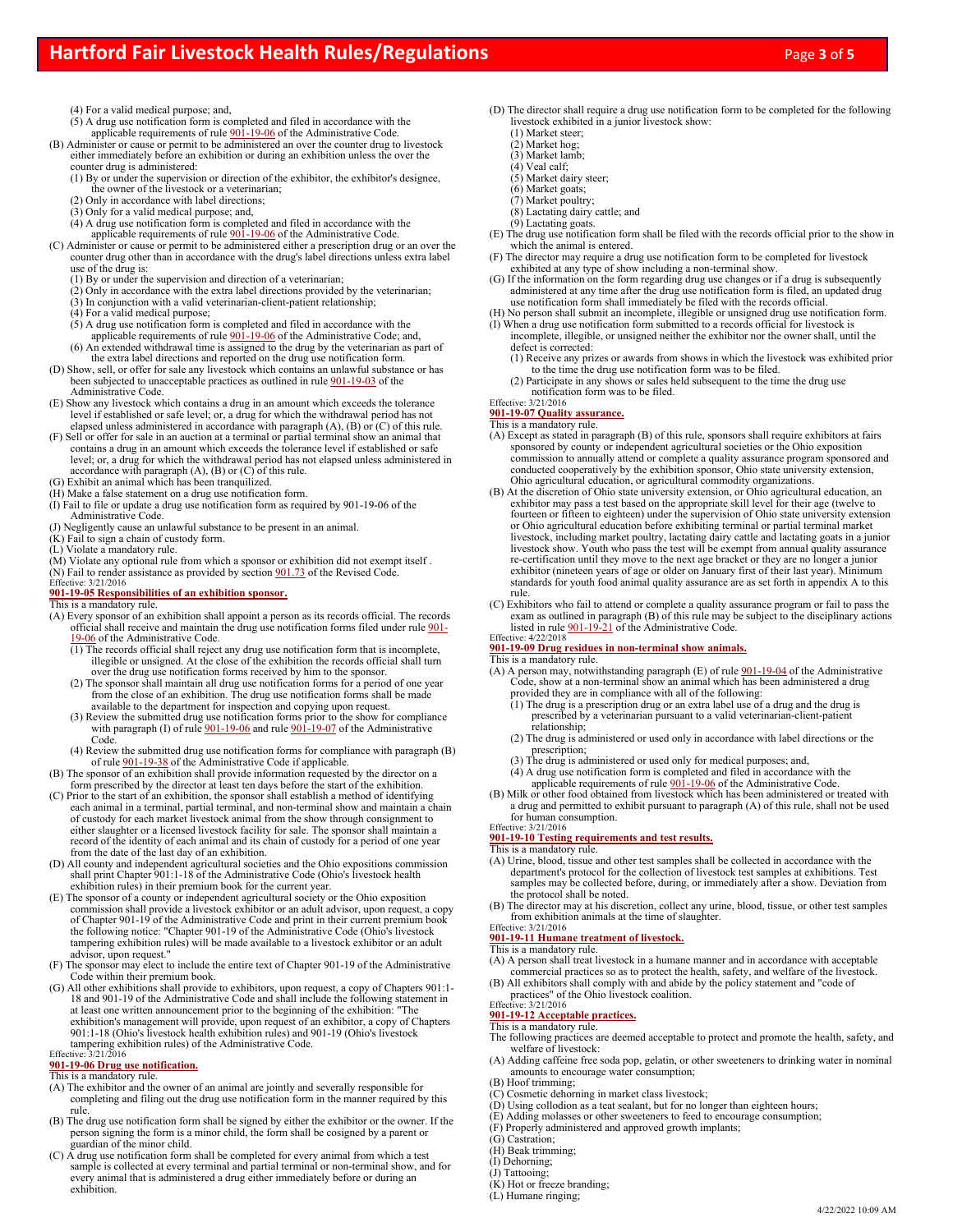(4) For a valid medical purpose; and,

(5) A drug use notification form is completed and filed in accordance with the applicable requirements of rule 901-19-06 of the Administrative Code.

(B) Administer or cause or permit to be administered an over the counter drug to livestock either immediately before an exhibition or during an exhibition unless the over the counter drug is administered:

(1) By or under the supervision or direction of the exhibitor, the exhibitor's designee, the owner of the livestock or a veterinarian;

(2) Only in accordance with label directions;

(3) Only for a valid medical purpose; and,

(4) A drug use notification form is completed and filed in accordance with the applicable requirements of rule 901-19-06 of the Administrative Code.

(C) Administer or cause or permit to be administered either a prescription drug or an over the counter drug other than in accordance with the drug's label directions unless extra label use of the drug is:

(1) By or under the supervision and direction of a veterinarian;

(2) Only in accordance with the extra label directions provided by the veterinarian;

(3) In conjunction with a valid veterinarian-client-patient relationship;

(4) For a valid medical purpose;

(5) A drug use notification form is completed and filed in accordance with the applicable requirements of rule 901-19-06 of the Administrative Code; and,

(6) An extended withdrawal time is assigned to the drug by the veterinarian as part of the extra label directions and reported on the drug use notification form.

(D) Show, sell, or offer for sale any livestock which contains an unlawful substance or has been subjected to unacceptable practices as outlined in rule 901-19-03 of the Administrative Code.

(E) Show any livestock which contains a drug in an amount which exceeds the tolerance level if established or safe level; or, a drug for which the withdrawal period has not elapsed unless administered in accordance with paragraph (A), (B) or (C) of this rule.

(F) Sell or offer for sale in an auction at a terminal or partial terminal show an animal that contains a drug in an amount which exceeds the tolerance level if established or safe level; or, a drug for which the withdrawal period has not elapsed unless administered in accordance with paragraph (A), (B) or (C) of this rule.

(G) Exhibit an animal which has been tranquilized.

(H) Make a false statement on a drug use notification form.

(I) Fail to file or update a drug use notification form as required by 901-19-06 of the Administrative Code.

(J) Negligently cause an unlawful substance to be present in an animal.

(K) Fail to sign a chain of custody form.

(L) Violate a mandatory rule.

(M) Violate any optional rule from which a sponsor or exhibition did not exempt itself .

(N) Fail to render assistance as provided by section 901.73 of the Revised Code.

Effective: 3/21/2016

### 901-19-05 Responsibilities of an exhibition sponsor.

This is a mandatory rule.

(A) Every sponsor of an exhibition shall appoint a person as its records official. The records official shall receive and maintain the drug use notification forms filed under rule 901-19-06 of the Administrative Code.

(1) The records official shall reject any drug use notification form that is incomplete, illegible or unsigned. At the close of the exhibition the records official shall turn over the drug use notification forms received by him to the sponsor.

(2) The sponsor shall maintain all drug use notification forms for a period of one year from the close of an exhibition. The drug use notification forms shall be made available to the department for inspection and copying upon request.

(3) Review the submitted drug use notification forms prior to the show for compliance with paragraph (I) of rule 901-19-06 and rule 901-19-07 of the Administrative Code.

(4) Review the submitted drug use notification forms for compliance with paragraph (B) of rule 901-19-38 of the Administrative Code if applicable.

(B) The sponsor of an exhibition shall provide information requested by the director on a form prescribed by the director at least ten days before the start of the exhibition.

(C) Prior to the start of an exhibition, the sponsor shall establish a method of identifying each animal in a terminal, partial terminal, and non-terminal show and maintain a chain of custody for each market livestock animal from the show through consignment to either slaughter or a licensed livestock facility for sale. The sponsor shall maintain a record of the identity of each animal and its chain of custody for a period of one year from the date of the last day of an exhibition.

(D) All county and independent agricultural societies and the Ohio expositions commission shall print Chapter 901:1-18 of the Administrative Code (Ohio's livestock health exhibition rules) in their premium book for the current year.

(E) The sponsor of a county or independent agricultural society or the Ohio exposition commission shall provide a livestock exhibitor or an adult advisor, upon request, a copy of Chapter 901-19 of the Administrative Code and print in their current premium book the following notice: "Chapter 901-19 of the Administrative Code (Ohio's livestock tampering exhibition rules) will be made available to a livestock exhibitor or an adult advisor, upon request."

(F) The sponsor may elect to include the entire text of Chapter 901-19 of the Administrative Code within their premium book.

(G) All other exhibitions shall provide to exhibitors, upon request, a copy of Chapters 901:1-18 and 901-19 of the Administrative Code and shall include the following statement in at least one written announcement prior to the beginning of the exhibition: "The exhibition's management will provide, upon request of an exhibitor, a copy of Chapters 901:1-18 (Ohio's livestock health exhibition rules) and 901-19 (Ohio's livestock tampering exhibition rules) of the Administrative Code."

Effective: 3/21/2016

### 901-19-06 Drug use notification.

This is a mandatory rule.

(A) The exhibitor and the owner of an animal are jointly and severally responsible for completing and filing out the drug use notification form in the manner required by this rule.

(B) The drug use notification form shall be signed by either the exhibitor or the owner. If the person signing the form is a minor child, the form shall be cosigned by a parent or guardian of the minor child.

(C) A drug use notification form shall be completed for every animal from which a test sample is collected at every terminal and partial terminal or non-terminal show, and for every animal that is administered a drug either immediately before or during an exhibition.

(D) The director shall require a drug use notification form to be completed for the following livestock exhibited in a junior livestock show:

(1) Market steer;

(2) Market hog;

(3) Market lamb;

(4) Veal calf;

(5) Market dairy steer;

(6) Market goats;

(7) Market poultry;

(8) Lactating dairy cattle; and

(9) Lactating goats.

(E) The drug use notification form shall be filed with the records official prior to the show in which the animal is entered.

(F) The director may require a drug use notification form to be completed for livestock exhibited at any type of show including a non-terminal show.

(G) If the information on the form regarding drug use changes or if a drug is subsequently administered at any time after the drug use notification form is filed, an updated drug use notification form shall immediately be filed with the records official.

(H) No person shall submit an incomplete, illegible or unsigned drug use notification form.

(I) When a drug use notification form submitted to a records official for livestock is incomplete, illegible, or unsigned neither the exhibitor nor the owner shall, until the defect is corrected:

(1) Receive any prizes or awards from shows in which the livestock was exhibited prior to the time the drug use notification form was to be filed.

(2) Participate in any shows or sales held subsequent to the time the drug use notification form was to be filed.

Effective: 3/21/2016

### 901-19-07 Quality assurance.

This is a mandatory rule.

(A) Except as stated in paragraph (B) of this rule, sponsors shall require exhibitors at fairs sponsored by county or independent agricultural societies or the Ohio exposition commission to annually attend or complete a quality assurance program sponsored and conducted cooperatively by the exhibition sponsor, Ohio state university extension, Ohio agricultural education, or agricultural commodity organizations.

(B) At the discretion of Ohio state university extension, or Ohio agricultural education, an exhibitor may pass a test based on the appropriate skill level for their age (twelve to fourteen or fifteen to eighteen) under the supervision of Ohio state university extension or Ohio agricultural education before exhibiting terminal or partial terminal market livestock, including market poultry, lactating dairy cattle and lactating goats in a junior livestock show. Youth who pass the test will be exempt from annual quality assurance re-certification until they move to the next age bracket or they are no longer a junior exhibitor (nineteen years of age or older on January first of their last year). Minimum standards for youth food animal quality assurance are as set forth in appendix A to this rule.

(C) Exhibitors who fail to attend or complete a quality assurance program or fail to pass the exam as outlined in paragraph (B) of this rule may be subject to the disciplinary actions listed in rule 901-19-21 of the Administrative Code.

Effective: 4/22/2018

### 901-19-09 Drug residues in non-terminal show animals.

This is a mandatory rule.

(A) A person may, notwithstanding paragraph (E) of rule 901-19-04 of the Administrative Code, show at a non-terminal show an animal which has been administered a drug provided they are in compliance with all of the following:

(1) The drug is a prescription drug or an extra label use of a drug and the drug is prescribed by a veterinarian pursuant to a valid veterinarian-client-patient relationship;

(2) The drug is administered or used only in accordance with label directions or the prescription;

(3) The drug is administered or used only for medical purposes; and,

(4) A drug use notification form is completed and filed in accordance with the applicable requirements of rule 901-19-06 of the Administrative Code.

(B) Milk or other food obtained from livestock which has been administered or treated with a drug and permitted to exhibit pursuant to paragraph (A) of this rule, shall not be used for human consumption.

Effective: 3/21/2016

### 901-19-10 Testing requirements and test results.

This is a mandatory rule.

(A) Urine, blood, tissue and other test samples shall be collected in accordance with the department's protocol for the collection of livestock test samples at exhibitions. Test samples may be collected before, during, or immediately after a show. Deviation from the protocol shall be noted.

(B) The director may at his discretion, collect any urine, blood, tissue, or other test samples from exhibition animals at the time of slaughter.

Effective: 3/21/2016

### 901-19-11 Humane treatment of livestock.

This is a mandatory rule.

(A) A person shall treat livestock in a humane manner and in accordance with acceptable commercial practices so as to protect the health, safety, and welfare of the livestock.

(B) All exhibitors shall comply with and abide by the policy statement and "code of practices" of the Ohio livestock coalition.

Effective: 3/21/2016

### 901-19-12 Acceptable practices.

This is a mandatory rule.

The following practices are deemed acceptable to protect and promote the health, safety, and welfare of livestock:

(A) Adding caffeine free soda pop, gelatin, or other sweeteners to drinking water in nominal amounts to encourage water consumption;

(B) Hoof trimming;

(C) Cosmetic dehorning in market class livestock;

(D) Using collodion as a teat sealant, but for no longer than eighteen hours;

(E) Adding molasses or other sweeteners to feed to encourage consumption;

(F) Properly administered and approved growth implants;

(G) Castration;

(H) Beak trimming;

(I) Dehorning;

(J) Tattooing;

(K) Hot or freeze branding;

(L) Humane ringing;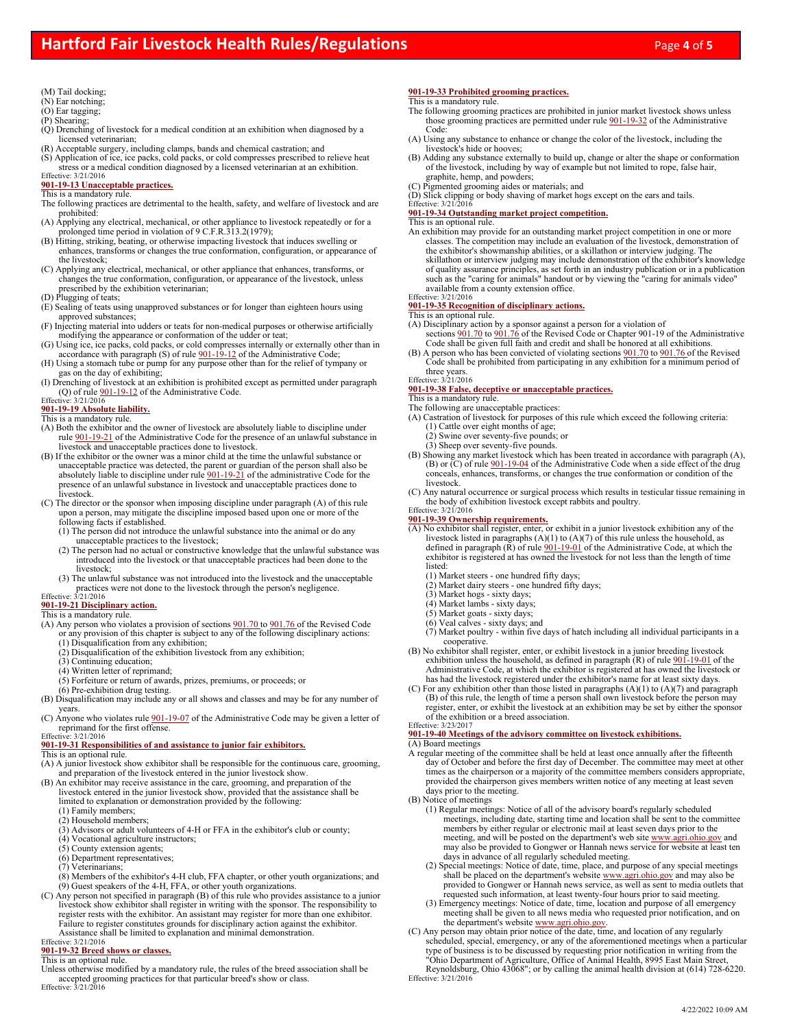(M) Tail docking;
(N) Ear notching;
(O) Ear tagging;
(P) Shearing;
(Q) Drenching of livestock for a medical condition at an exhibition when diagnosed by a licensed veterinarian;
(R) Acceptable surgery, including clamps, bands and chemical castration; and
(S) Application of ice, ice packs, cold packs, or cold compresses prescribed to relieve heat stress or a medical condition diagnosed by a licensed veterinarian at an exhibition.

Effective: 3/21/2016

### 901-19-13 Unacceptable practices.

This is a mandatory rule.

The following practices are detrimental to the health, safety, and welfare of livestock and are prohibited:

(A) Applying any electrical, mechanical, or other appliance to livestock repeatedly or for a prolonged time period in violation of 9 C.F.R.313.2(1979);
(B) Hitting, striking, beating, or otherwise impacting livestock that induces swelling or enhances, transforms or changes the true conformation, configuration, or appearance of the livestock;
(C) Applying any electrical, mechanical, or other appliance that enhances, transforms, or changes the true conformation, configuration, or appearance of the livestock, unless prescribed by the exhibition veterinarian;
(D) Plugging of teats;
(E) Sealing of teats using unapproved substances or for longer than eighteen hours using approved substances;
(F) Injecting material into udders or teats for non-medical purposes or otherwise artificially modifying the appearance or conformation of the udder or teat;
(G) Using ice, ice packs, cold packs, or cold compresses internally or externally other than in accordance with paragraph (S) of rule 901-19-12 of the Administrative Code;
(H) Using a stomach tube or pump for any purpose other than for the relief of tympany or gas on the day of exhibiting;
(I) Drenching of livestock at an exhibition is prohibited except as permitted under paragraph (Q) of rule 901-19-12 of the Administrative Code.

Effective: 3/21/2016

### 901-19-19 Absolute liability.

This is a mandatory rule.

(A) Both the exhibitor and the owner of livestock are absolutely liable to discipline under rule 901-19-21 of the Administrative Code for the presence of an unlawful substance in livestock and unacceptable practices done to livestock.
(B) If the exhibitor or the owner was a minor child at the time the unlawful substance or unacceptable practice was detected, the parent or guardian of the person shall also be absolutely liable to discipline under rule 901-19-21 of the administrative Code for the presence of an unlawful substance in livestock and unacceptable practices done to livestock.
(C) The director or the sponsor when imposing discipline under paragraph (A) of this rule upon a person, may mitigate the discipline imposed based upon one or more of the following facts if established.
    (1) The person did not introduce the unlawful substance into the animal or do any unacceptable practices to the livestock;
    (2) The person had no actual or constructive knowledge that the unlawful substance was introduced into the livestock or that unacceptable practices had been done to the livestock;
    (3) The unlawful substance was not introduced into the livestock and the unacceptable practices were not done to the livestock through the person's negligence.

Effective: 3/21/2016

### 901-19-21 Disciplinary action.

This is a mandatory rule.

(A) Any person who violates a provision of sections 901.70 to 901.76 of the Revised Code or any provision of this chapter is subject to any of the following disciplinary actions:
    (1) Disqualification from any exhibition;
    (2) Disqualification of the exhibition livestock from any exhibition;
    (3) Continuing education;
    (4) Written letter of reprimand;
    (5) Forfeiture or return of awards, prizes, premiums, or proceeds; or
    (6) Pre-exhibition drug testing.
(B) Disqualification may include any or all shows and classes and may be for any number of years.
(C) Anyone who violates rule 901-19-07 of the Administrative Code may be given a letter of reprimand for the first offense.

Effective: 3/21/2016

### 901-19-31 Responsibilities of and assistance to junior fair exhibitors.

This is an optional rule.

(A) A junior livestock show exhibitor shall be responsible for the continuous care, grooming, and preparation of the livestock entered in the junior livestock show.
(B) An exhibitor may receive assistance in the care, grooming, and preparation of the livestock entered in the junior livestock show, provided that the assistance shall be limited to explanation or demonstration provided by the following:
    (1) Family members;
    (2) Household members;
    (3) Advisors or adult volunteers of 4-H or FFA in the exhibitor's club or county;
    (4) Vocational agriculture instructors;
    (5) County extension agents;
    (6) Department representatives;
    (7) Veterinarians;
    (8) Members of the exhibitor's 4-H club, FFA chapter, or other youth organizations; and
    (9) Guest speakers of the 4-H, FFA, or other youth organizations.
(C) Any person not specified in paragraph (B) of this rule who provides assistance to a junior livestock show exhibitor shall register in writing with the sponsor. The responsibility to register rests with the exhibitor. An assistant may register for more than one exhibitor. Failure to register constitutes grounds for disciplinary action against the exhibitor. Assistance shall be limited to explanation and minimal demonstration.

Effective: 3/21/2016

### 901-19-32 Breed shows or classes.

This is an optional rule.

Unless otherwise modified by a mandatory rule, the rules of the breed association shall be accepted grooming practices for that particular breed's show or class.

Effective: 3/21/2016

### 901-19-33 Prohibited grooming practices.

This is a mandatory rule.

The following grooming practices are prohibited in junior market livestock shows unless those grooming practices are permitted under rule 901-19-32 of the Administrative Code:

(A) Using any substance to enhance or change the color of the livestock, including the livestock's hide or hooves;
(B) Adding any substance externally to build up, change or alter the shape or conformation of the livestock, including by way of example but not limited to rope, false hair, graphite, hemp, and powders;
(C) Pigmented grooming aides or materials; and
(D) Slick clipping or body shaving of market hogs except on the ears and tails.

Effective: 3/21/2016

### 901-19-34 Outstanding market project competition.

This is an optional rule.

An exhibition may provide for an outstanding market project competition in one or more classes. The competition may include an evaluation of the livestock, demonstration of the exhibitor's showmanship abilities, or a skillathon or interview judging. The skillathon or interview judging may include demonstration of the exhibitor's knowledge of quality assurance principles, as set forth in an industry publication or in a publication such as the "caring for animals" handout or by viewing the "caring for animals video" available from a county extension office.

Effective: 3/21/2016

### 901-19-35 Recognition of disciplinary actions.

This is an optional rule.

(A) Disciplinary action by a sponsor against a person for a violation of sections 901.70 to 901.76 of the Revised Code or Chapter 901-19 of the Administrative Code shall be given full faith and credit and shall be honored at all exhibitions.
(B) A person who has been convicted of violating sections 901.70 to 901.76 of the Revised Code shall be prohibited from participating in any exhibition for a minimum period of three years.

Effective: 3/21/2016

### 901-19-38 False, deceptive or unacceptable practices.

This is a mandatory rule.

The following are unacceptable practices:

(A) Castration of livestock for purposes of this rule which exceed the following criteria:
    (1) Cattle over eight months of age;
    (2) Swine over seventy-five pounds; or
    (3) Sheep over seventy-five pounds.
(B) Showing any market livestock which has been treated in accordance with paragraph (A), (B) or (C) of rule 901-19-04 of the Administrative Code when a side effect of the drug conceals, enhances, transforms, or changes the true conformation or condition of the livestock.
(C) Any natural occurrence or surgical process which results in testicular tissue remaining in the body of exhibition livestock except rabbits and poultry.

Effective: 3/21/2016

### 901-19-39 Ownership requirements.

(A) No exhibitor shall register, enter, or exhibit in a junior livestock exhibition any of the livestock listed in paragraphs (A)(1) to (A)(7) of this rule unless the household, as defined in paragraph (R) of rule 901-19-01 of the Administrative Code, at which the exhibitor is registered at has owned the livestock for not less than the length of time listed:
    (1) Market steers - one hundred fifty days;
    (2) Market dairy steers - one hundred fifty days;
    (3) Market hogs - sixty days;
    (4) Market lambs - sixty days;
    (5) Market goats - sixty days;
    (6) Veal calves - sixty days; and
    (7) Market poultry - within five days of hatch including all individual participants in a cooperative.
(B) No exhibitor shall register, enter, or exhibit livestock in a junior breeding livestock exhibition unless the household, as defined in paragraph (R) of rule 901-19-01 of the Administrative Code, at which the exhibitor is registered at has owned the livestock or has had the livestock registered under the exhibitor's name for at least sixty days.
(C) For any exhibition other than those listed in paragraphs (A)(1) to (A)(7) and paragraph (B) of this rule, the length of time a person shall own livestock before the person may register, enter, or exhibit the livestock at an exhibition may be set by either the sponsor of the exhibition or a breed association.

Effective: 3/23/2017

### 901-19-40 Meetings of the advisory committee on livestock exhibitions.

(A) Board meetings

A regular meeting of the committee shall be held at least once annually after the fifteenth day of October and before the first day of December. The committee may meet at other times as the chairperson or a majority of the committee members considers appropriate, provided the chairperson gives members written notice of any meeting at least seven days prior to the meeting.

(B) Notice of meetings
    (1) Regular meetings: Notice of all of the advisory board's regularly scheduled meetings, including date, starting time and location shall be sent to the committee members by either regular or electronic mail at least seven days prior to the meeting, and will be posted on the department's web site www.agri.ohio.gov and may also be provided to Gongwer or Hannah news service for website at least ten days in advance of all regularly scheduled meeting.
    (2) Special meetings: Notice of date, time, place, and purpose of any special meetings shall be placed on the department's website www.agri.ohio.gov and may also be provided to Gongwer or Hannah news service, as well as sent to media outlets that requested such information, at least twenty-four hours prior to said meeting.
    (3) Emergency meetings: Notice of date, time, location and purpose of all emergency meeting shall be given to all news media who requested prior notification, and on the department's website www.agri.ohio.gov.

(C) Any person may obtain prior notice of the date, time, and location of any regularly scheduled, special, emergency, or any of the aforementioned meetings when a particular type of business is to be discussed by requesting prior notification in writing from the "Ohio Department of Agriculture, Office of Animal Health, 8995 East Main Street, Reynoldsburg, Ohio 43068"; or by calling the animal health division at (614) 728-6220.

Effective: 3/21/2016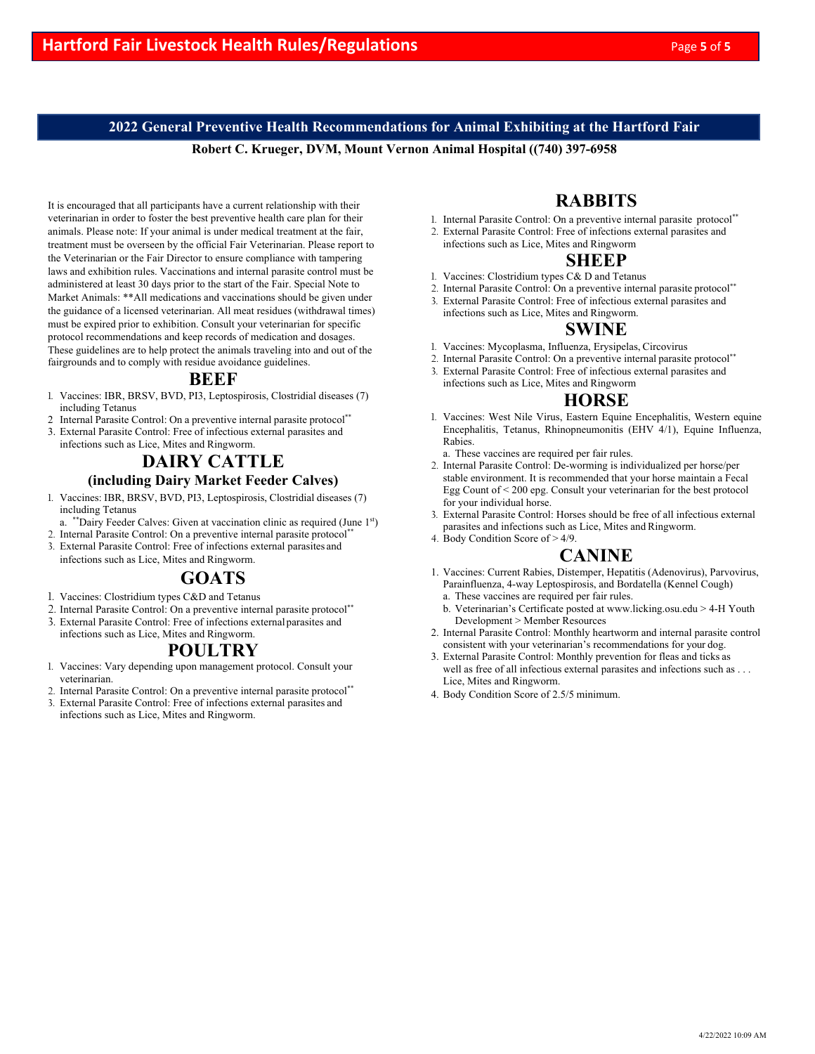## 2022 General Preventive Health Recommendations for Animal Exhibiting at the Hartford Fair

**Robert C. Krueger, DVM, Mount Vernon Animal Hospital ((740) 397-6958**

It is encouraged that all participants have a current relationship with their veterinarian in order to foster the best preventive health care plan for their animals. Please note: If your animal is under medical treatment at the fair, treatment must be overseen by the official Fair Veterinarian. Please report to the Veterinarian or the Fair Director to ensure compliance with tampering laws and exhibition rules. Vaccinations and internal parasite control must be administered at least 30 days prior to the start of the Fair. Special Note to Market Animals: **All medications and vaccinations should be given under the guidance of a licensed veterinarian. All meat residues (withdrawal times) must be expired prior to exhibition. Consult your veterinarian for specific protocol recommendations and keep records of medication and dosages. These guidelines are to help protect the animals traveling into and out of the fairgrounds and to comply with residue avoidance guidelines.

### BEEF

1. Vaccines: IBR, BRSV, BVD, PI3, Leptospirosis, Clostridial diseases (7) including Tetanus
2. Internal Parasite Control: On a preventive internal parasite protocol**
3. External Parasite Control: Free of infectious external parasites and infections such as Lice, Mites and Ringworm.

### DAIRY CATTLE

#### (including Dairy Market Feeder Calves)

1. Vaccines: IBR, BRSV, BVD, PI3, Leptospirosis, Clostridial diseases (7) including Tetanus
   a. **Dairy Feeder Calves: Given at vaccination clinic as required (June 1st)
2. Internal Parasite Control: On a preventive internal parasite protocol**
3. External Parasite Control: Free of infections external parasites and infections such as Lice, Mites and Ringworm.

### GOATS

1. Vaccines: Clostridium types C&D and Tetanus
2. Internal Parasite Control: On a preventive internal parasite protocol**
3. External Parasite Control: Free of infections external parasites and infections such as Lice, Mites and Ringworm.

### POULTRY

1. Vaccines: Vary depending upon management protocol. Consult your veterinarian.
2. Internal Parasite Control: On a preventive internal parasite protocol**
3. External Parasite Control: Free of infections external parasites and infections such as Lice, Mites and Ringworm.

### RABBITS

1. Internal Parasite Control: On a preventive internal parasite protocol**
2. External Parasite Control: Free of infections external parasites and infections such as Lice, Mites and Ringworm

### SHEEP

1. Vaccines: Clostridium types C& D and Tetanus
2. Internal Parasite Control: On a preventive internal parasite protocol**
3. External Parasite Control: Free of infectious external parasites and infections such as Lice, Mites and Ringworm.

### SWINE

1. Vaccines: Mycoplasma, Influenza, Erysipelas, Circovirus
2. Internal Parasite Control: On a preventive internal parasite protocol**
3. External Parasite Control: Free of infectious external parasites and infections such as Lice, Mites and Ringworm

### HORSE

1. Vaccines: West Nile Virus, Eastern Equine Encephalitis, Western equine Encephalitis, Tetanus, Rhinopneumonitis (EHV 4/1), Equine Influenza, Rabies.
   a. These vaccines are required per fair rules.
2. Internal Parasite Control: De-worming is individualized per horse/per stable environment. It is recommended that your horse maintain a Fecal Egg Count of < 200 epg. Consult your veterinarian for the best protocol for your individual horse.
3. External Parasite Control: Horses should be free of all infectious external parasites and infections such as Lice, Mites and Ringworm.
4. Body Condition Score of > 4/9.

### CANINE

1. Vaccines: Current Rabies, Distemper, Hepatitis (Adenovirus), Parvovirus, Parainfluenza, 4-way Leptospirosis, and Bordatella (Kennel Cough)
   a. These vaccines are required per fair rules.
   b. Veterinarian's Certificate posted at www.licking.osu.edu > 4-H Youth Development > Member Resources
2. Internal Parasite Control: Monthly heartworm and internal parasite control consistent with your veterinarian's recommendations for your dog.
3. External Parasite Control: Monthly prevention for fleas and ticks as well as free of all infectious external parasites and infections such as . . . Lice, Mites and Ringworm.
4. Body Condition Score of 2.5/5 minimum.